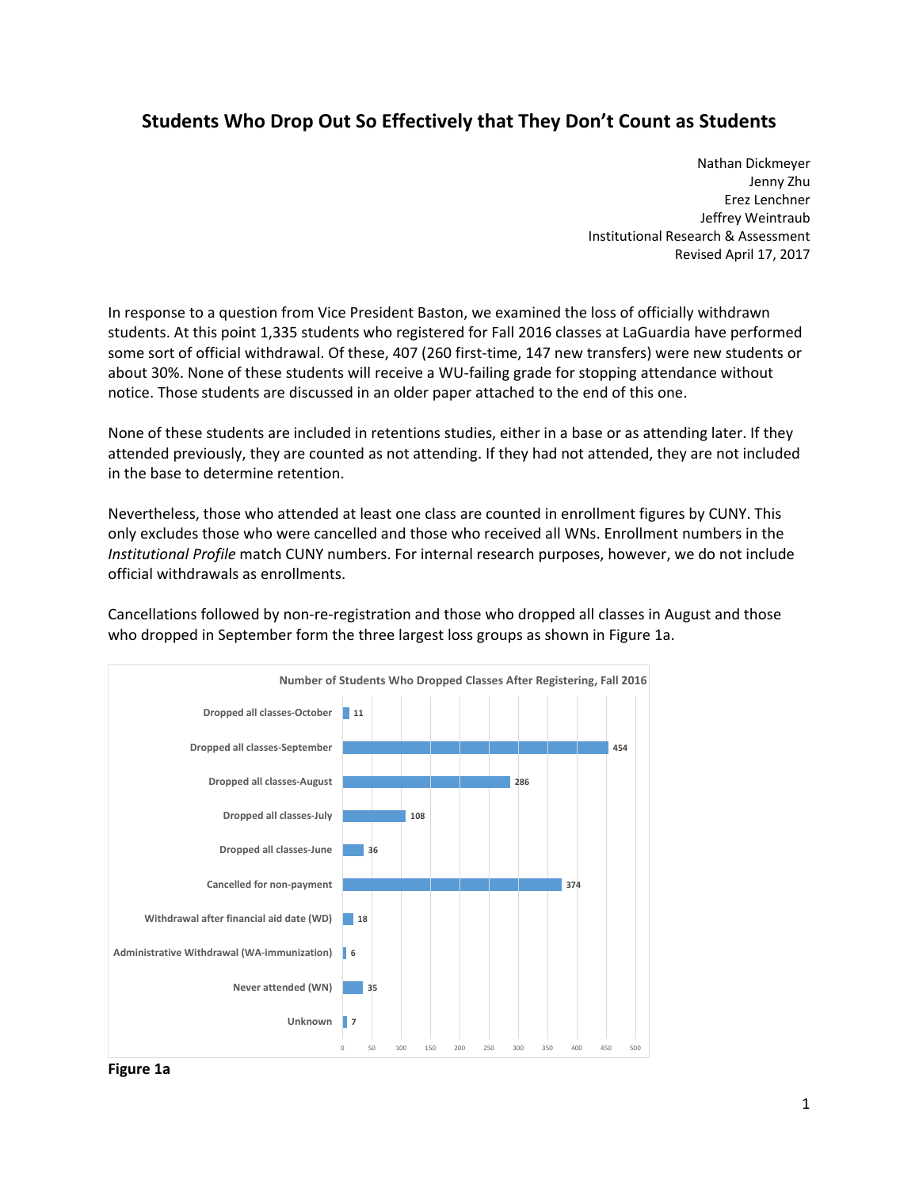# Students Who Drop Out So Effectively that They Don't Count as Students

Nathan Dickmeyer
Jenny Zhu
Erez Lenchner
Jeffrey Weintraub
Institutional Research & Assessment
Revised April 17, 2017

In response to a question from Vice President Baston, we examined the loss of officially withdrawn students. At this point 1,335 students who registered for Fall 2016 classes at LaGuardia have performed some sort of official withdrawal. Of these, 407 (260 first-time, 147 new transfers) were new students or about 30%. None of these students will receive a WU-failing grade for stopping attendance without notice. Those students are discussed in an older paper attached to the end of this one.

None of these students are included in retentions studies, either in a base or as attending later. If they attended previously, they are counted as not attending. If they had not attended, they are not included in the base to determine retention.

Nevertheless, those who attended at least one class are counted in enrollment figures by CUNY. This only excludes those who were cancelled and those who received all WNs. Enrollment numbers in the *Institutional Profile* match CUNY numbers. For internal research purposes, however, we do not include official withdrawals as enrollments.

Cancellations followed by non-re-registration and those who dropped all classes in August and those who dropped in September form the three largest loss groups as shown in Figure 1a.

**Number of Students Who Dropped Classes After Registering, Fall 2016**

| Category | Number of Students |
|---|---|
| Dropped all classes-October | 11 |
| Dropped all classes-September | 454 |
| Dropped all classes-August | 286 |
| Dropped all classes-July | 108 |
| Dropped all classes-June | 36 |
| Cancelled for non-payment | 374 |
| Withdrawal after financial aid date (WD) | 18 |
| Administrative Withdrawal (WA-immunization) | 6 |
| Never attended (WN) | 35 |
| Unknown | 7 |

**Figure 1a**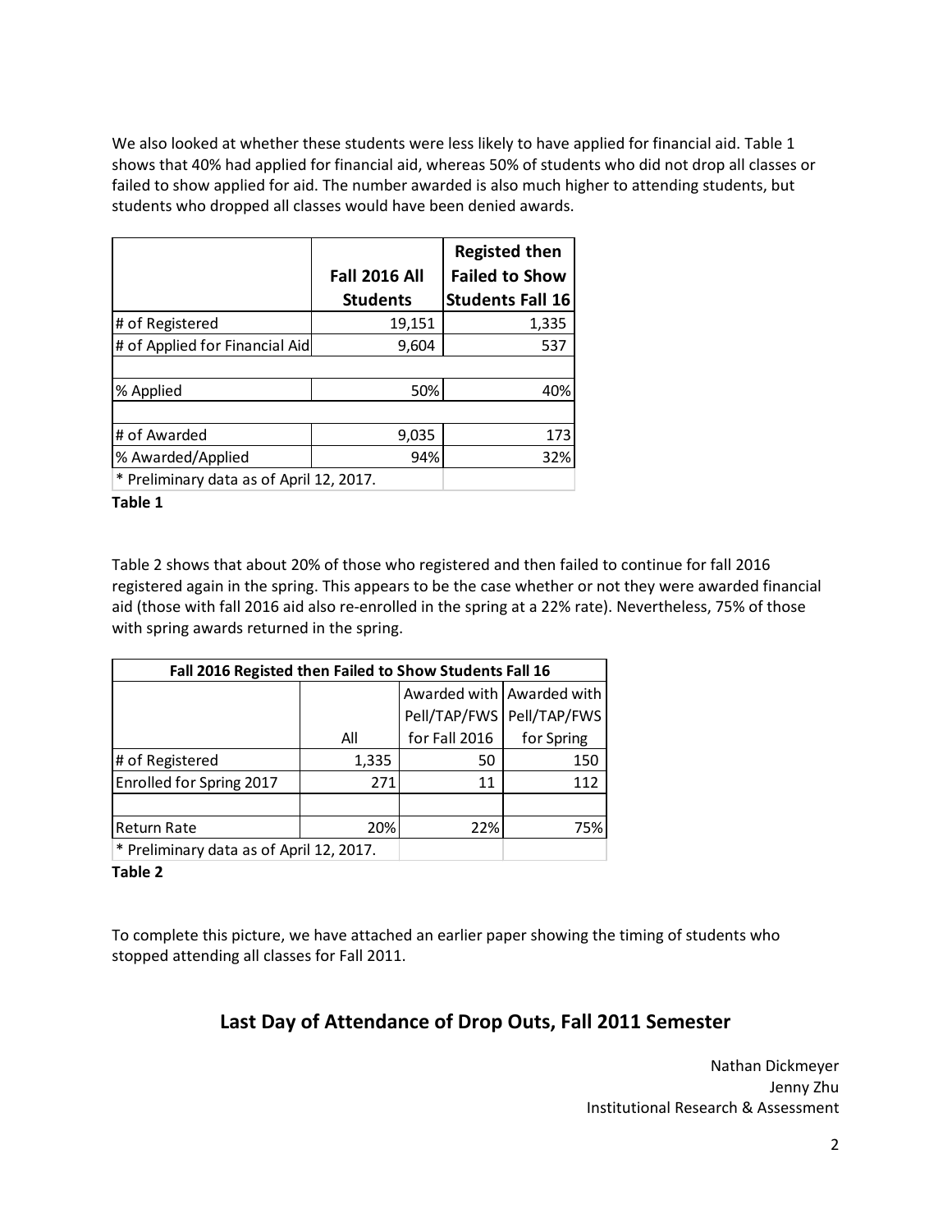We also looked at whether these students were less likely to have applied for financial aid. Table 1 shows that 40% had applied for financial aid, whereas 50% of students who did not drop all classes or failed to show applied for aid. The number awarded is also much higher to attending students, but students who dropped all classes would have been denied awards.

| | Fall 2016 All Students | Registed then Failed to Show Students Fall 16 |
|---|---|---|
| # of Registered | 19,151 | 1,335 |
| # of Applied for Financial Aid | 9,604 | 537 |
| | | |
| % Applied | 50% | 40% |
| | | |
| # of Awarded | 9,035 | 173 |
| % Awarded/Applied | 94% | 32% |
| * Preliminary data as of April 12, 2017. | | |

**Table 1**

Table 2 shows that about 20% of those who registered and then failed to continue for fall 2016 registered again in the spring. This appears to be the case whether or not they were awarded financial aid (those with fall 2016 aid also re-enrolled in the spring at a 22% rate). Nevertheless, 75% of those with spring awards returned in the spring.

| Fall 2016 Registed then Failed to Show Students Fall 16 | | | |
|---|---|---|---|
| | All | Awarded with Pell/TAP/FWS for Fall 2016 | Awarded with Pell/TAP/FWS for Spring |
| # of Registered | 1,335 | 50 | 150 |
| Enrolled for Spring 2017 | 271 | 11 | 112 |
| | | | |
| Return Rate | 20% | 22% | 75% |
| * Preliminary data as of April 12, 2017. | | | |

**Table 2**

To complete this picture, we have attached an earlier paper showing the timing of students who stopped attending all classes for Fall 2011.

## Last Day of Attendance of Drop Outs, Fall 2011 Semester

Nathan Dickmeyer
Jenny Zhu
Institutional Research & Assessment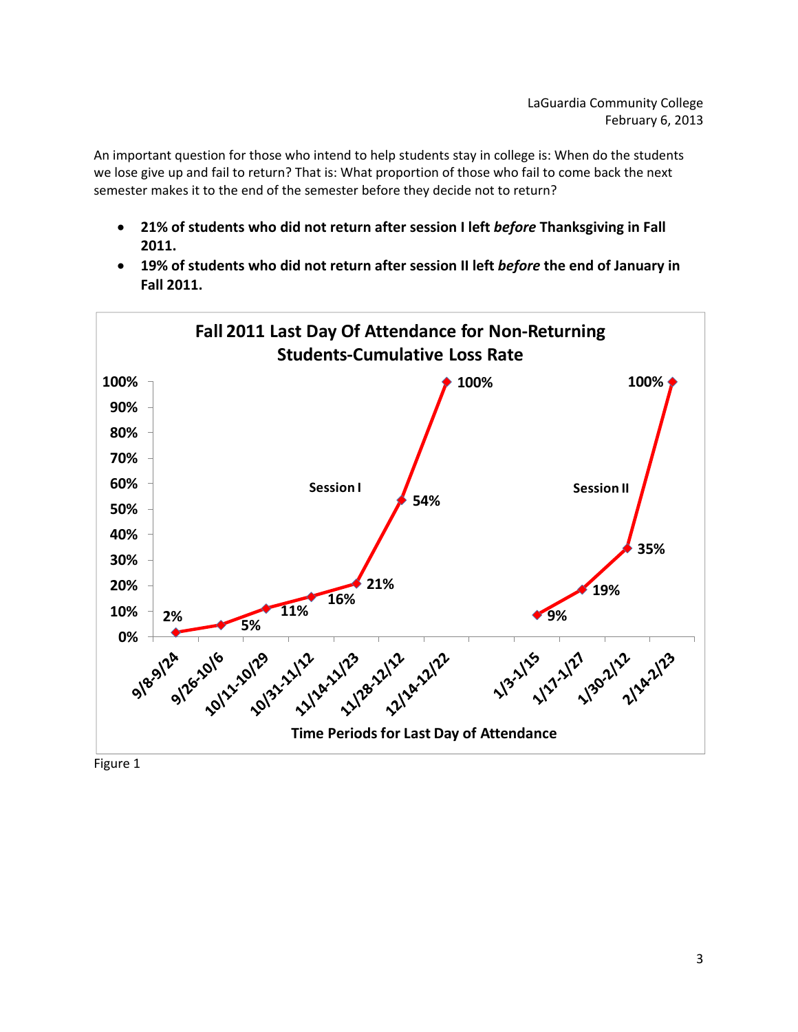An important question for those who intend to help students stay in college is: When do the students we lose give up and fail to return? That is: What proportion of those who fail to come back the next semester makes it to the end of the semester before they decide not to return?

- **21% of students who did not return after session I left *before* Thanksgiving in Fall 2011.**
- **19% of students who did not return after session II left *before* the end of January in Fall 2011.**

**Fall 2011 Last Day Of Attendance for Non-Returning Students-Cumulative Loss Rate**

| Session | Time Periods for Last Day of Attendance | Cumulative Loss Rate |
| --- | --- | --- |
| Session I | 9/8-9/24 | 2% |
| Session I | 9/26-10/6 | 5% |
| Session I | 10/11-10/29 | 11% |
| Session I | 10/31-11/12 | 16% |
| Session I | 11/14-11/23 | 21% |
| Session I | 11/28-12/12 | 54% |
| Session I | 12/14-12/22 | 100% |
| Session II | 1/3-1/15 | 9% |
| Session II | 1/17-1/27 | 19% |
| Session II | 1/30-2/12 | 35% |
| Session II | 2/14-2/23 | 100% |

Figure 1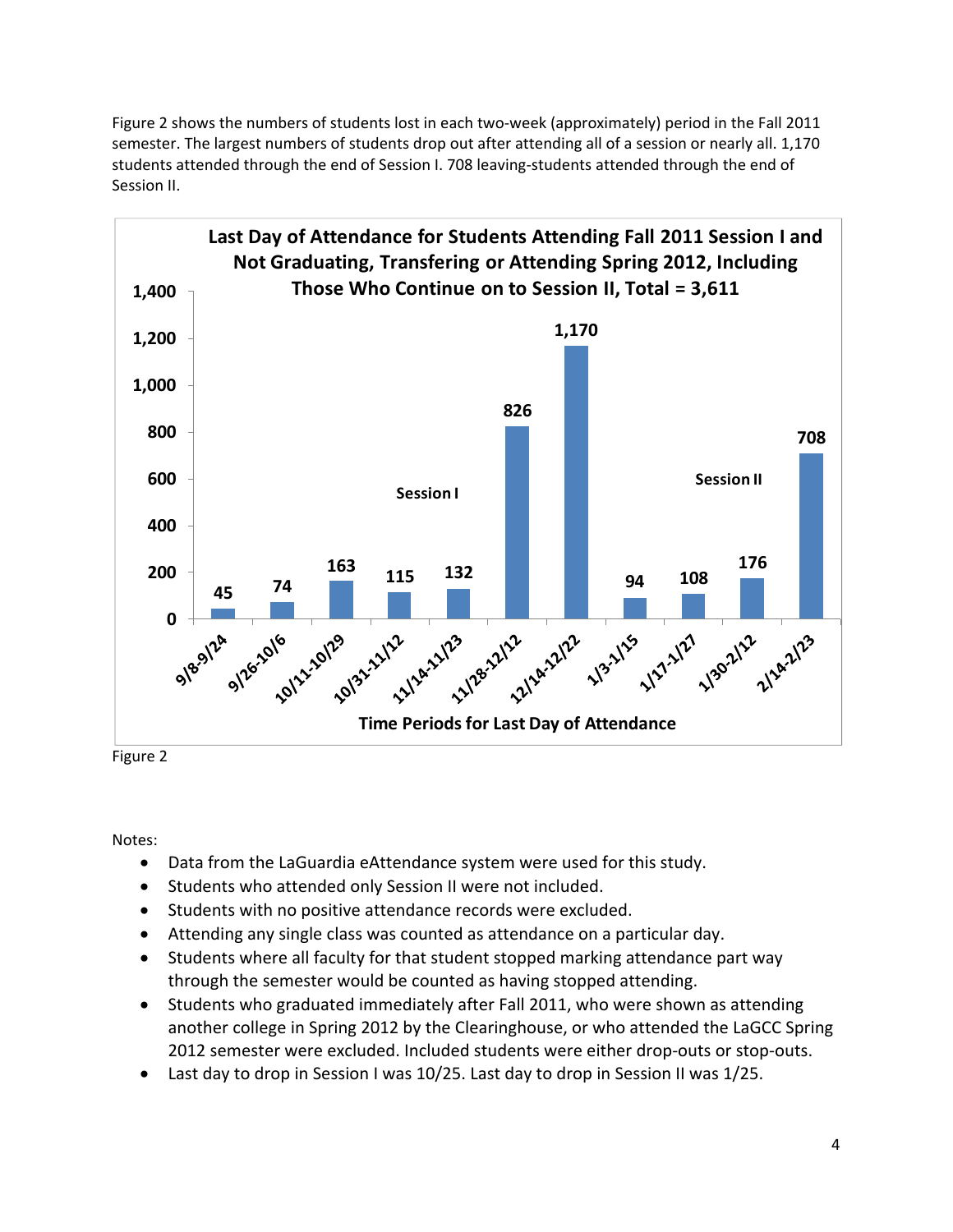Figure 2 shows the numbers of students lost in each two-week (approximately) period in the Fall 2011 semester. The largest numbers of students drop out after attending all of a session or nearly all. 1,170 students attended through the end of Session I. 708 leaving-students attended through the end of Session II.

**Last Day of Attendance for Students Attending Fall 2011 Session I and Not Graduating, Transfering or Attending Spring 2012, Including Those Who Continue on to Session II, Total = 3,611**

| Time Periods for Last Day of Attendance | Students |
| --- | --- |
| 9/8-9/24 | 45 |
| 9/26-10/6 | 74 |
| 10/11-10/29 | 163 |
| 10/31-11/12 | 115 |
| 11/14-11/23 | 132 |
| 11/28-12/12 | 826 |
| 12/14-12/22 | 1,170 |
| 1/3-1/15 | 94 |
| 1/17-1/27 | 108 |
| 1/30-2/12 | 176 |
| 2/14-2/23 | 708 |

Session I: 9/8-9/24 through 12/14-12/22; Session II: 1/3-1/15 through 2/14-2/23.

Figure 2

Notes:

- Data from the LaGuardia eAttendance system were used for this study.
- Students who attended only Session II were not included.
- Students with no positive attendance records were excluded.
- Attending any single class was counted as attendance on a particular day.
- Students where all faculty for that student stopped marking attendance part way through the semester would be counted as having stopped attending.
- Students who graduated immediately after Fall 2011, who were shown as attending another college in Spring 2012 by the Clearinghouse, or who attended the LaGCC Spring 2012 semester were excluded. Included students were either drop-outs or stop-outs.
- Last day to drop in Session I was 10/25. Last day to drop in Session II was 1/25.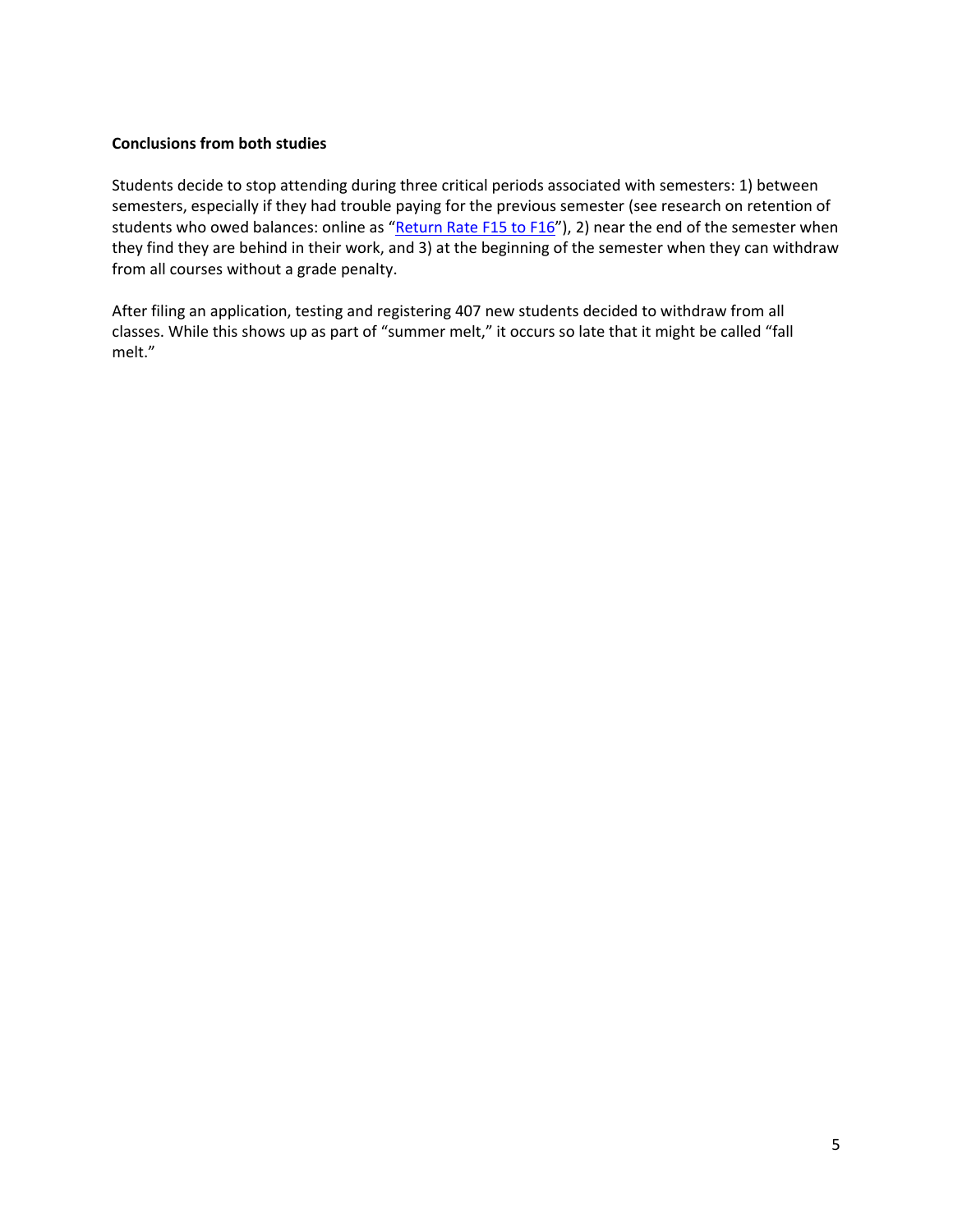**Conclusions from both studies**

Students decide to stop attending during three critical periods associated with semesters: 1) between semesters, especially if they had trouble paying for the previous semester (see research on retention of students who owed balances: online as "Return Rate F15 to F16"), 2) near the end of the semester when they find they are behind in their work, and 3) at the beginning of the semester when they can withdraw from all courses without a grade penalty.

After filing an application, testing and registering 407 new students decided to withdraw from all classes. While this shows up as part of "summer melt," it occurs so late that it might be called "fall melt."